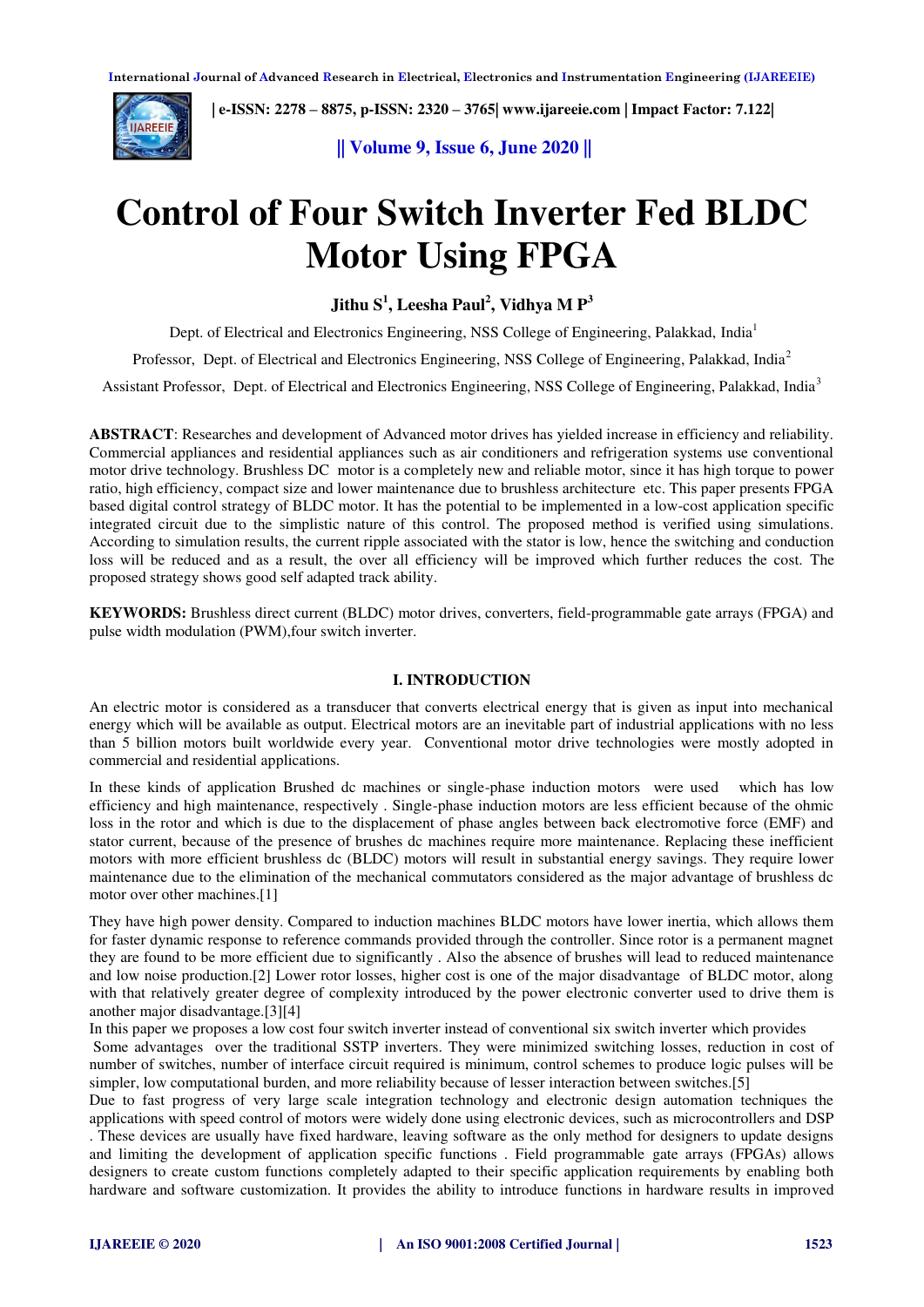# Control of Four Switch Inverter Fed BLDC Motor Using FPGA

**Jithu S[1], Leesha Paul[2], Vidhya M P[3]**

Dept. of Electrical and Electronics Engineering, NSS College of Engineering, Palakkad, India[1]

Professor, Dept. of Electrical and Electronics Engineering, NSS College of Engineering, Palakkad, India[2]

Assistant Professor, Dept. of Electrical and Electronics Engineering, NSS College of Engineering, Palakkad, India[3]

**ABSTRACT**: Researches and development of Advanced motor drives has yielded increase in efficiency and reliability. Commercial appliances and residential appliances such as air conditioners and refrigeration systems use conventional motor drive technology. Brushless DC motor is a completely new and reliable motor, since it has high torque to power ratio, high efficiency, compact size and lower maintenance due to brushless architecture etc. This paper presents FPGA based digital control strategy of BLDC motor. It has the potential to be implemented in a low-cost application specific integrated circuit due to the simplistic nature of this control. The proposed method is verified using simulations. According to simulation results, the current ripple associated with the stator is low, hence the switching and conduction loss will be reduced and as a result, the over all efficiency will be improved which further reduces the cost. The proposed strategy shows good self adapted track ability.

**KEYWORDS:** Brushless direct current (BLDC) motor drives, converters, field-programmable gate arrays (FPGA) and pulse width modulation (PWM),four switch inverter.

## I. INTRODUCTION

An electric motor is considered as a transducer that converts electrical energy that is given as input into mechanical energy which will be available as output. Electrical motors are an inevitable part of industrial applications with no less than 5 billion motors built worldwide every year. Conventional motor drive technologies were mostly adopted in commercial and residential applications.

In these kinds of application Brushed dc machines or single-phase induction motors were used which has low efficiency and high maintenance, respectively . Single-phase induction motors are less efficient because of the ohmic loss in the rotor and which is due to the displacement of phase angles between back electromotive force (EMF) and stator current, because of the presence of brushes dc machines require more maintenance. Replacing these inefficient motors with more efficient brushless dc (BLDC) motors will result in substantial energy savings. They require lower maintenance due to the elimination of the mechanical commutators considered as the major advantage of brushless dc motor over other machines.[1]

They have high power density. Compared to induction machines BLDC motors have lower inertia, which allows them for faster dynamic response to reference commands provided through the controller. Since rotor is a permanent magnet they are found to be more efficient due to significantly . Also the absence of brushes will lead to reduced maintenance and low noise production.[2] Lower rotor losses, higher cost is one of the major disadvantage of BLDC motor, along with that relatively greater degree of complexity introduced by the power electronic converter used to drive them is another major disadvantage.[3][4]

In this paper we proposes a low cost four switch inverter instead of conventional six switch inverter which provides Some advantages over the traditional SSTP inverters. They were minimized switching losses, reduction in cost of number of switches, number of interface circuit required is minimum, control schemes to produce logic pulses will be simpler, low computational burden, and more reliability because of lesser interaction between switches.[5]

Due to fast progress of very large scale integration technology and electronic design automation techniques the applications with speed control of motors were widely done using electronic devices, such as microcontrollers and DSP . These devices are usually have fixed hardware, leaving software as the only method for designers to update designs and limiting the development of application specific functions . Field programmable gate arrays (FPGAs) allows designers to create custom functions completely adapted to their specific application requirements by enabling both hardware and software customization. It provides the ability to introduce functions in hardware results in improved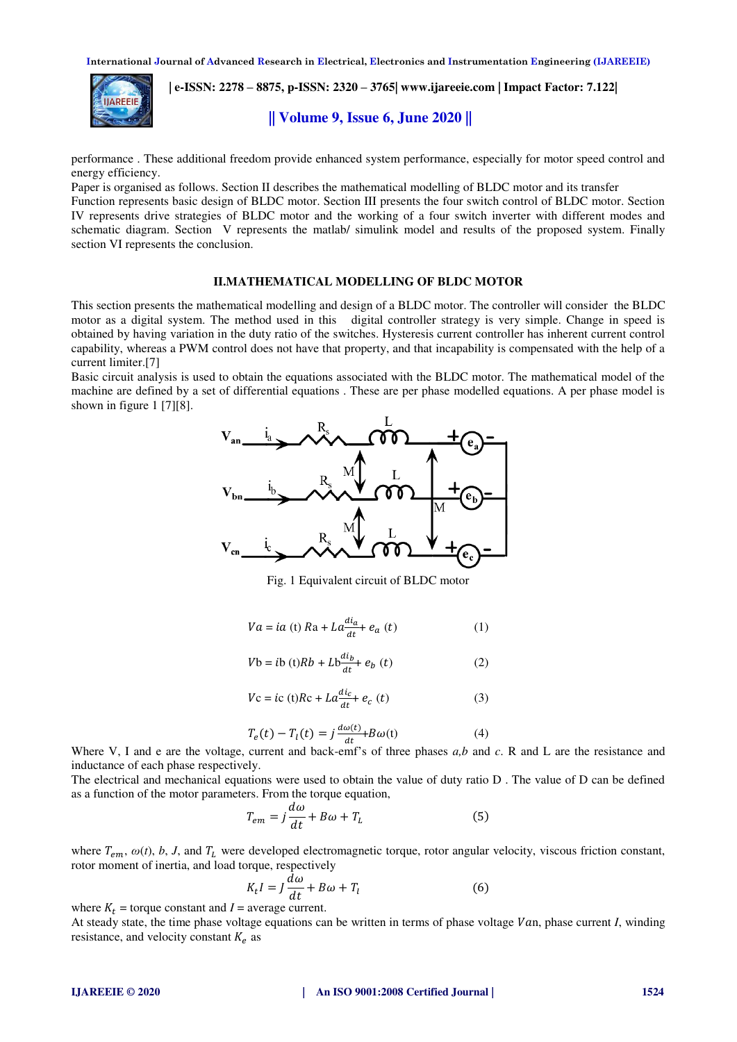performance . These additional freedom provide enhanced system performance, especially for motor speed control and energy efficiency.

Paper is organised as follows. Section II describes the mathematical modelling of BLDC motor and its transfer Function represents basic design of BLDC motor. Section III presents the four switch control of BLDC motor. Section IV represents drive strategies of BLDC motor and the working of a four switch inverter with different modes and schematic diagram. Section V represents the matlab/ simulink model and results of the proposed system. Finally section VI represents the conclusion.

## II.MATHEMATICAL MODELLING OF BLDC MOTOR

This section presents the mathematical modelling and design of a BLDC motor. The controller will consider the BLDC motor as a digital system. The method used in this digital controller strategy is very simple. Change in speed is obtained by having variation in the duty ratio of the switches. Hysteresis current controller has inherent current control capability, whereas a PWM control does not have that property, and that incapability is compensated with the help of a current limiter.[7]

Basic circuit analysis is used to obtain the equations associated with the BLDC motor. The mathematical model of the machine are defined by a set of differential equations . These are per phase modelled equations. A per phase model is shown in figure 1 [7][8].

Fig. 1 Equivalent circuit of BLDC motor

$$Va = ia\ (t)\ Ra + La\frac{di_a}{dt} + e_a\ (t) \quad (1)$$

$$Vb = ib\ (t)Rb + Lb\frac{di_b}{dt} + e_b\ (t) \quad (2)$$

$$Vc = ic\ (t)Rc + La\frac{di_c}{dt} + e_c\ (t) \quad (3)$$

$$T_e(t) - T_l(t) = j\frac{d\omega(t)}{dt} + B\omega(t) \quad (4)$$

Where V, I and e are the voltage, current and back-emf's of three phases *a,b* and *c*. R and L are the resistance and inductance of each phase respectively.

The electrical and mechanical equations were used to obtain the value of duty ratio D . The value of D can be defined as a function of the motor parameters. From the torque equation,

$$T_{em} = j\frac{d\omega}{dt} + B\omega + T_L \quad (5)$$

where $T_{em}$, $\omega(t)$, $b$, $J$, and $T_L$ were developed electromagnetic torque, rotor angular velocity, viscous friction constant, rotor moment of inertia, and load torque, respectively

$$K_t I = J\frac{d\omega}{dt} + B\omega + T_l \quad (6)$$

where $K_t$ = torque constant and $I$ = average current.

At steady state, the time phase voltage equations can be written in terms of phase voltage $Van$, phase current $I$, winding resistance, and velocity constant $K_e$ as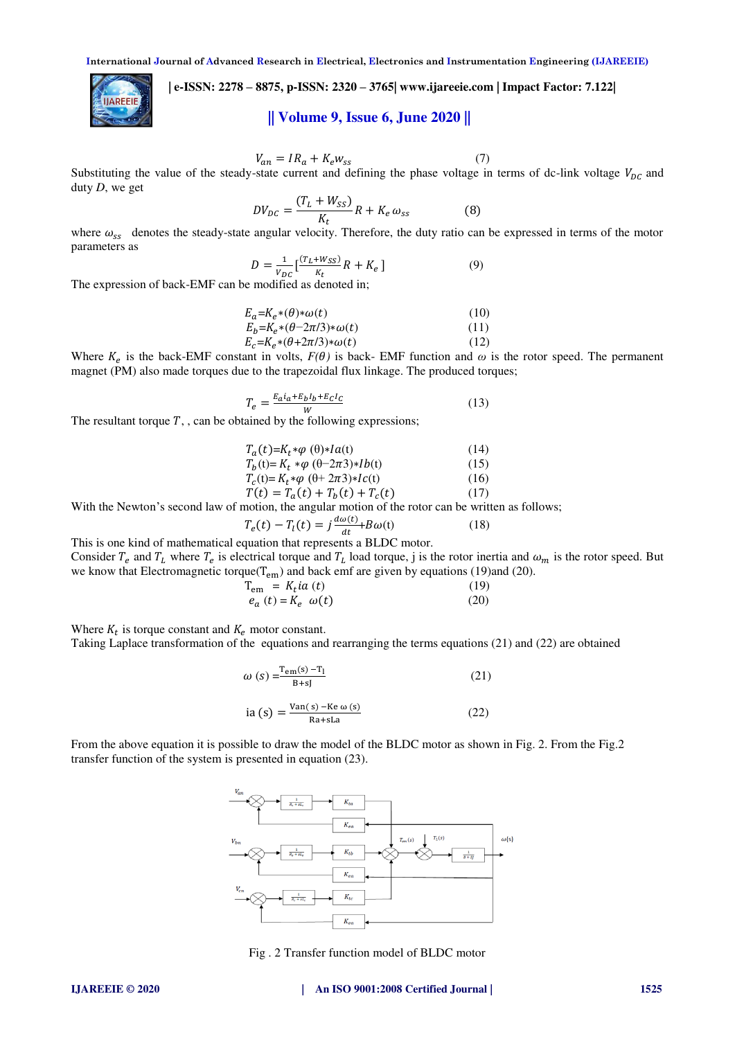$$V_{an} = IR_a + K_e w_{ss} \quad (7)$$

Substituting the value of the steady-state current and defining the phase voltage in terms of dc-link voltage $V_{DC}$ and duty $D$, we get

$$DV_{DC} = \frac{(T_L + W_{SS})}{K_t} R + K_e \omega_{ss} \quad (8)$$

where $\omega_{ss}$ denotes the steady-state angular velocity. Therefore, the duty ratio can be expressed in terms of the motor parameters as

$$D = \frac{1}{V_{DC}} \left[\frac{(T_L + W_{SS})}{K_t} R + K_e \right] \quad (9)$$

The expression of back-EMF can be modified as denoted in;

$$E_a = K_e * (\theta) * \omega(t) \quad (10)$$

$$E_b = K_e * (\theta - 2\pi/3) * \omega(t) \quad (11)$$

$$E_c = K_e * (\theta + 2\pi/3) * \omega(t) \quad (12)$$

Where $K_e$ is the back-EMF constant in volts, $F(\theta)$ is back- EMF function and $\omega$ is the rotor speed. The permanent magnet (PM) also made torques due to the trapezoidal flux linkage. The produced torques;

$$T_e = \frac{E_a i_a + E_b I_b + E_C I_C}{W} \quad (13)$$

The resultant torque $T$, , can be obtained by the following expressions;

$$T_a(t) = K_t * \varphi\,(\theta) * Ia(t) \quad (14)$$

$$T_b(t) = K_t * \varphi\,(\theta - 2\pi 3) * Ib(t) \quad (15)$$

$$T_c(t) = K_t * \varphi\,(\theta + 2\pi 3) * Ic(t) \quad (16)$$

$$T(t) = T_a(t) + T_b(t) + T_c(t) \quad (17)$$

With the Newton's second law of motion, the angular motion of the rotor can be written as follows;

$$T_e(t) - T_l(t) = j\frac{d\omega(t)}{dt} + B\omega(t) \quad (18)$$

This is one kind of mathematical equation that represents a BLDC motor.

Consider $T_e$ and $T_L$ where $T_e$ is electrical torque and $T_L$ load torque, j is the rotor inertia and $\omega_m$ is the rotor speed. But we know that Electromagnetic torque($T_{em}$) and back emf are given by equations (19)and (20).

$$T_{em} = K_t ia\,(t) \quad (19)$$

$$e_a\,(t) = K_e\ \ \omega(t) \quad (20)$$

Where $K_t$ is torque constant and $K_e$ motor constant.

Taking Laplace transformation of the equations and rearranging the terms equations (21) and (22) are obtained

$$\omega\,(s) = \frac{T_{em}(s) - T_l}{B + sJ} \quad (21)$$

$$ia\,(s) = \frac{Van(s) - Ke\,\omega\,(s)}{Ra + sLa} \quad (22)$$

From the above equation it is possible to draw the model of the BLDC motor as shown in Fig. 2. From the Fig.2 transfer function of the system is presented in equation (23).

Fig . 2 Transfer function model of BLDC motor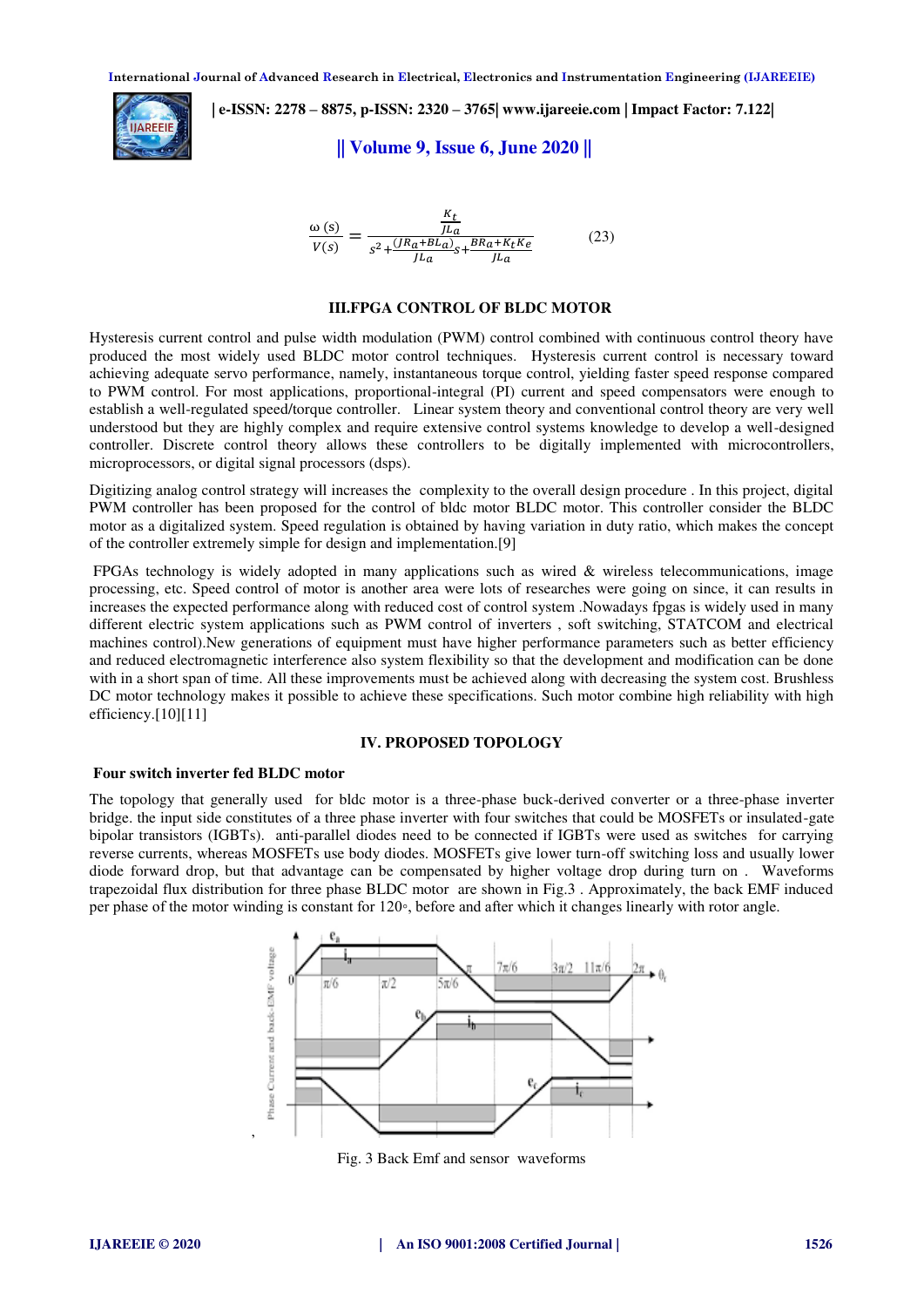$$\frac{\omega(s)}{V(s)} = \frac{\frac{K_t}{JLa}}{s^2 + \frac{(JRa + BLa)}{JLa}s + \frac{BRa + K_tKe}{JLa}} \qquad (23)$$

## III.FPGA CONTROL OF BLDC MOTOR

Hysteresis current control and pulse width modulation (PWM) control combined with continuous control theory have produced the most widely used BLDC motor control techniques. Hysteresis current control is necessary toward achieving adequate servo performance, namely, instantaneous torque control, yielding faster speed response compared to PWM control. For most applications, proportional-integral (PI) current and speed compensators were enough to establish a well-regulated speed/torque controller. Linear system theory and conventional control theory are very well understood but they are highly complex and require extensive control systems knowledge to develop a well-designed controller. Discrete control theory allows these controllers to be digitally implemented with microcontrollers, microprocessors, or digital signal processors (dsps).

Digitizing analog control strategy will increases the complexity to the overall design procedure . In this project, digital PWM controller has been proposed for the control of bldc motor BLDC motor. This controller consider the BLDC motor as a digitalized system. Speed regulation is obtained by having variation in duty ratio, which makes the concept of the controller extremely simple for design and implementation.[9]

FPGAs technology is widely adopted in many applications such as wired & wireless telecommunications, image processing, etc. Speed control of motor is another area were lots of researches were going on since, it can results in increases the expected performance along with reduced cost of control system .Nowadays fpgas is widely used in many different electric system applications such as PWM control of inverters , soft switching, STATCOM and electrical machines control).New generations of equipment must have higher performance parameters such as better efficiency and reduced electromagnetic interference also system flexibility so that the development and modification can be done with in a short span of time. All these improvements must be achieved along with decreasing the system cost. Brushless DC motor technology makes it possible to achieve these specifications. Such motor combine high reliability with high efficiency.[10][11]

## IV. PROPOSED TOPOLOGY

### Four switch inverter fed BLDC motor

The topology that generally used for bldc motor is a three-phase buck-derived converter or a three-phase inverter bridge. the input side constitutes of a three phase inverter with four switches that could be MOSFETs or insulated-gate bipolar transistors (IGBTs). anti-parallel diodes need to be connected if IGBTs were used as switches for carrying reverse currents, whereas MOSFETs use body diodes. MOSFETs give lower turn-off switching loss and usually lower diode forward drop, but that advantage can be compensated by higher voltage drop during turn on . Waveforms trapezoidal flux distribution for three phase BLDC motor are shown in Fig.3 . Approximately, the back EMF induced per phase of the motor winding is constant for 120◦, before and after which it changes linearly with rotor angle.

Fig. 3 Back Emf and sensor waveforms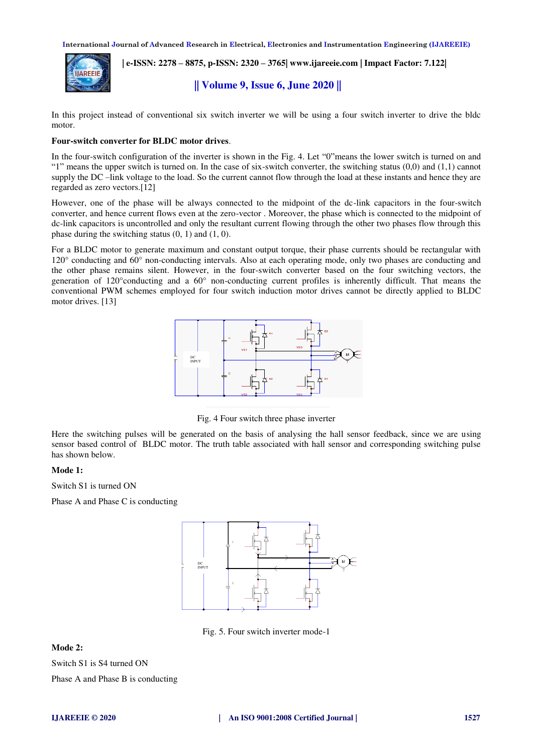In this project instead of conventional six switch inverter we will be using a four switch inverter to drive the bldc motor.

**Four-switch converter for BLDC motor drives**.

In the four-switch configuration of the inverter is shown in the Fig. 4. Let “0”means the lower switch is turned on and “1” means the upper switch is turned on. In the case of six-switch converter, the switching status (0,0) and (1,1) cannot supply the DC –link voltage to the load. So the current cannot flow through the load at these instants and hence they are regarded as zero vectors.[12]

However, one of the phase will be always connected to the midpoint of the dc-link capacitors in the four-switch converter, and hence current flows even at the zero-vector . Moreover, the phase which is connected to the midpoint of dc-link capacitors is uncontrolled and only the resultant current flowing through the other two phases flow through this phase during the switching status (0, 1) and (1, 0).

For a BLDC motor to generate maximum and constant output torque, their phase currents should be rectangular with 120° conducting and 60° non-conducting intervals. Also at each operating mode, only two phases are conducting and the other phase remains silent. However, in the four-switch converter based on the four switching vectors, the generation of 120°conducting and a 60° non-conducting current profiles is inherently difficult. That means the conventional PWM schemes employed for four switch induction motor drives cannot be directly applied to BLDC motor drives. [13]

Fig. 4 Four switch three phase inverter

Here the switching pulses will be generated on the basis of analysing the hall sensor feedback, since we are using sensor based control of BLDC motor. The truth table associated with hall sensor and corresponding switching pulse has shown below.

**Mode 1:**

Switch S1 is turned ON

Phase A and Phase C is conducting

Fig. 5. Four switch inverter mode-1

**Mode 2:**

Switch S1 is S4 turned ON

Phase A and Phase B is conducting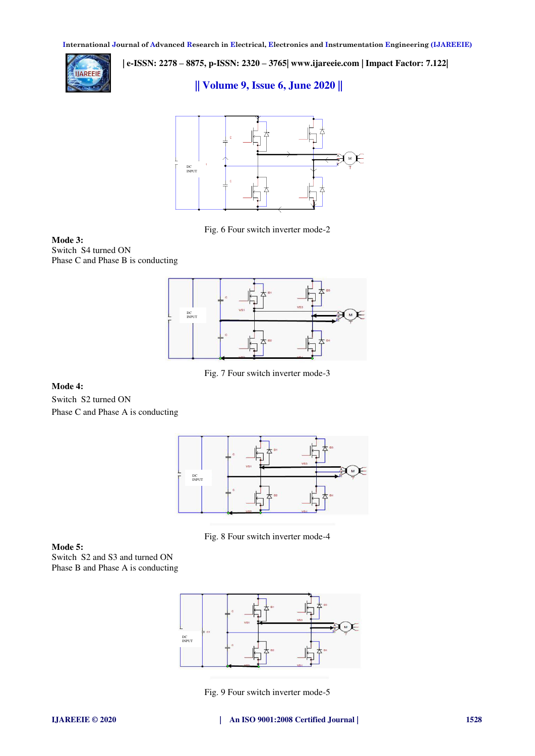Fig. 6 Four switch inverter mode-2

**Mode 3:**
Switch S4 turned ON
Phase C and Phase B is conducting

Fig. 7 Four switch inverter mode-3

**Mode 4:**

Switch S2 turned ON

Phase C and Phase A is conducting

Fig. 8 Four switch inverter mode-4

**Mode 5:**
Switch S2 and S3 and turned ON
Phase B and Phase A is conducting

Fig. 9 Four switch inverter mode-5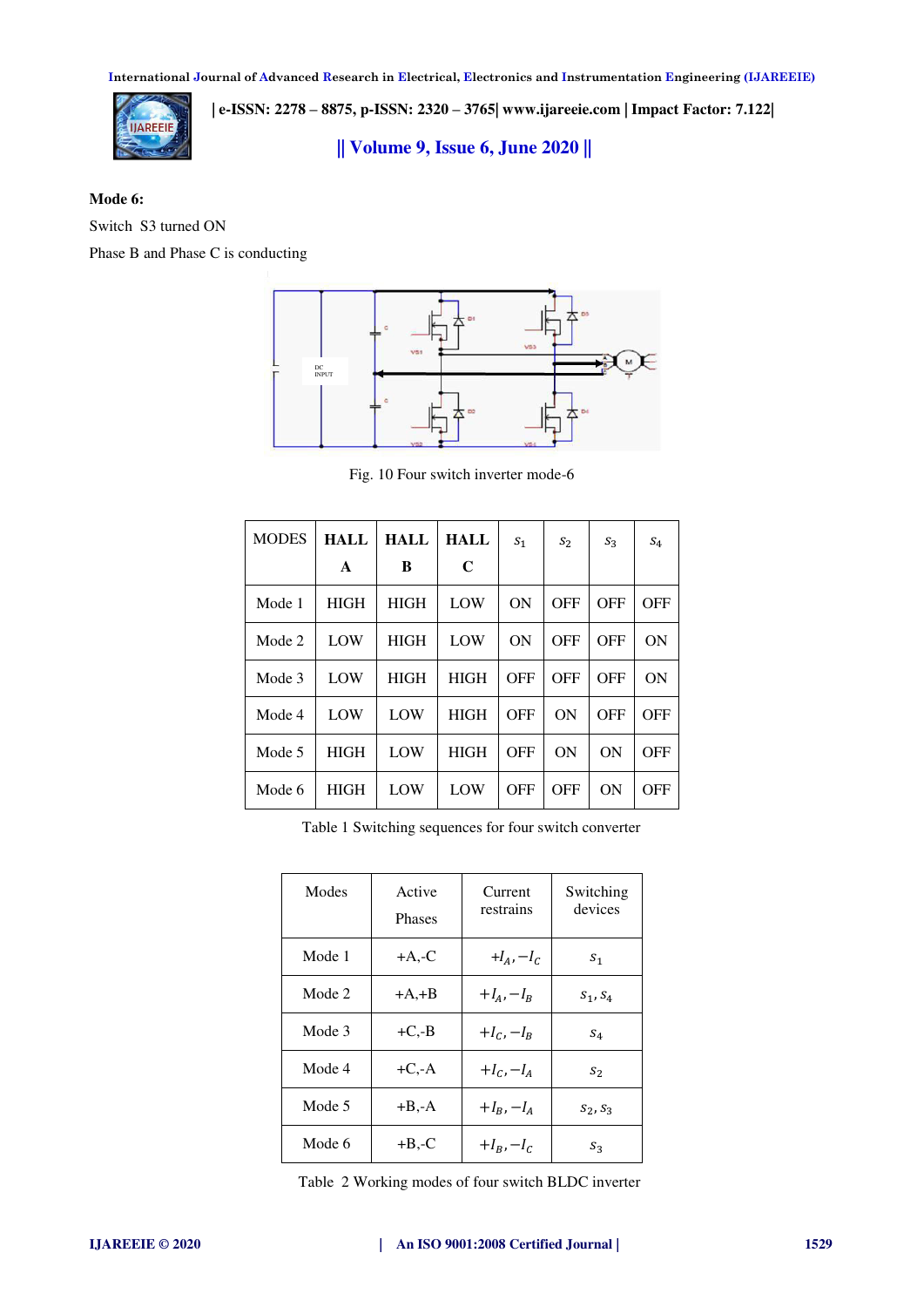**Mode 6:**

Switch S3 turned ON

Phase B and Phase C is conducting

Fig. 10 Four switch inverter mode-6

| MODES | HALL A | HALL B | HALL C | $s_1$ | $s_2$ | $s_3$ | $s_4$ |
|---|---|---|---|---|---|---|---|
| Mode 1 | HIGH | HIGH | LOW | ON | OFF | OFF | OFF |
| Mode 2 | LOW | HIGH | LOW | ON | OFF | OFF | ON |
| Mode 3 | LOW | HIGH | HIGH | OFF | OFF | OFF | ON |
| Mode 4 | LOW | LOW | HIGH | OFF | ON | OFF | OFF |
| Mode 5 | HIGH | LOW | HIGH | OFF | ON | ON | OFF |
| Mode 6 | HIGH | LOW | LOW | OFF | OFF | ON | OFF |

Table 1 Switching sequences for four switch converter

| Modes | Active Phases | Current restrains | Switching devices |
|---|---|---|---|
| Mode 1 | +A,-C | $+I_A, -I_C$ | $s_1$ |
| Mode 2 | +A,+B | $+I_A, -I_B$ | $s_1, s_4$ |
| Mode 3 | +C,-B | $+I_C, -I_B$ | $s_4$ |
| Mode 4 | +C,-A | $+I_C, -I_A$ | $s_2$ |
| Mode 5 | +B,-A | $+I_B, -I_A$ | $s_2, s_3$ |
| Mode 6 | +B,-C | $+I_B, -I_C$ | $s_3$ |

Table 2 Working modes of four switch BLDC inverter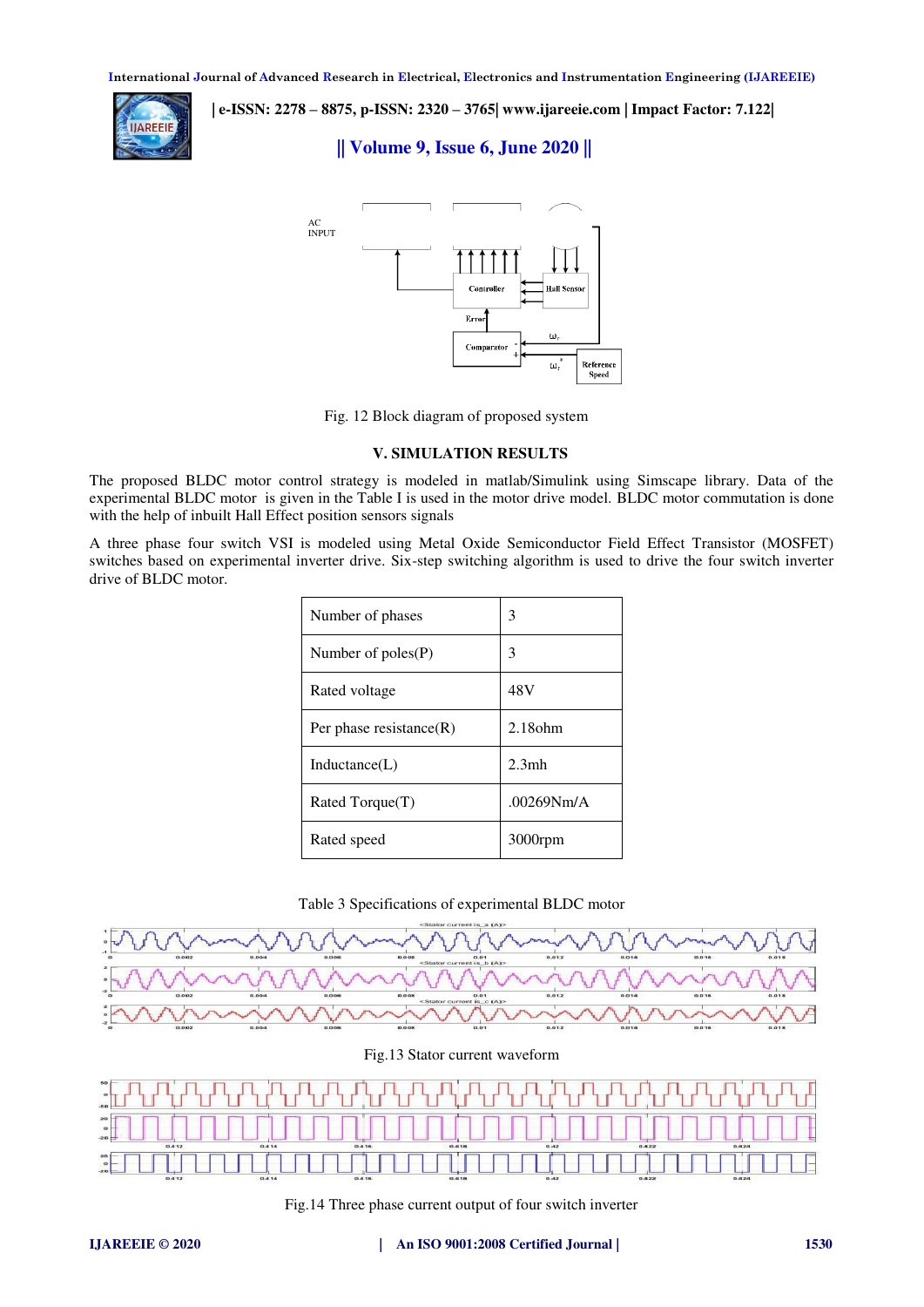Fig. 12 Block diagram of proposed system

## V. SIMULATION RESULTS

The proposed BLDC motor control strategy is modeled in matlab/Simulink using Simscape library. Data of the experimental BLDC motor is given in the Table I is used in the motor drive model. BLDC motor commutation is done with the help of inbuilt Hall Effect position sensors signals

A three phase four switch VSI is modeled using Metal Oxide Semiconductor Field Effect Transistor (MOSFET) switches based on experimental inverter drive. Six-step switching algorithm is used to drive the four switch inverter drive of BLDC motor.

| Number of phases | 3 |
|---|---|
| Number of poles(P) | 3 |
| Rated voltage | 48V |
| Per phase resistance(R) | 2.18ohm |
| Inductance(L) | 2.3mh |
| Rated Torque(T) | .00269Nm/A |
| Rated speed | 3000rpm |

Table 3 Specifications of experimental BLDC motor

Fig.13 Stator current waveform

Fig.14 Three phase current output of four switch inverter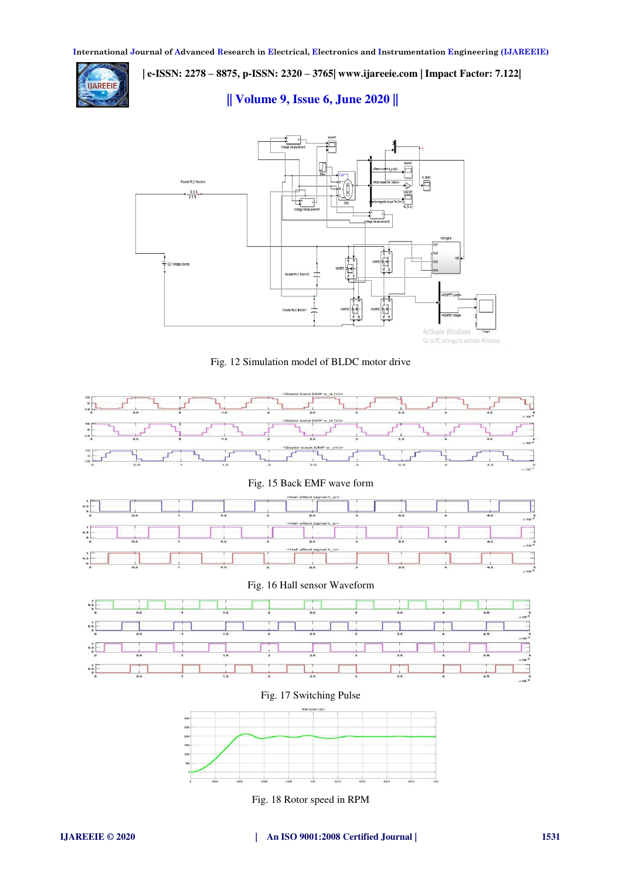Fig. 12 Simulation model of BLDC motor drive

Fig. 15 Back EMF wave form

Fig. 16 Hall sensor Waveform

Fig. 17 Switching Pulse

Fig. 18 Rotor speed in RPM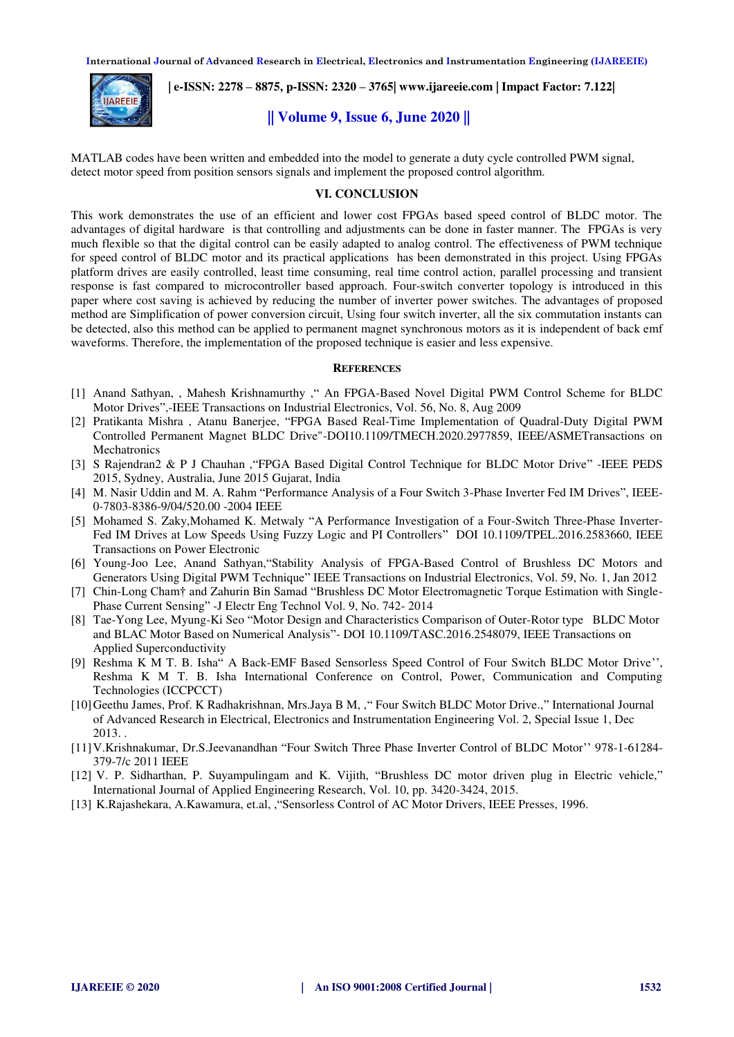MATLAB codes have been written and embedded into the model to generate a duty cycle controlled PWM signal, detect motor speed from position sensors signals and implement the proposed control algorithm.

## VI. CONCLUSION

This work demonstrates the use of an efficient and lower cost FPGAs based speed control of BLDC motor. The advantages of digital hardware is that controlling and adjustments can be done in faster manner. The FPGAs is very much flexible so that the digital control can be easily adapted to analog control. The effectiveness of PWM technique for speed control of BLDC motor and its practical applications has been demonstrated in this project. Using FPGAs platform drives are easily controlled, least time consuming, real time control action, parallel processing and transient response is fast compared to microcontroller based approach. Four-switch converter topology is introduced in this paper where cost saving is achieved by reducing the number of inverter power switches. The advantages of proposed method are Simplification of power conversion circuit, Using four switch inverter, all the six commutation instants can be detected, also this method can be applied to permanent magnet synchronous motors as it is independent of back emf waveforms. Therefore, the implementation of the proposed technique is easier and less expensive.

## REFERENCES

[1] Anand Sathyan, , Mahesh Krishnamurthy ,“ An FPGA-Based Novel Digital PWM Control Scheme for BLDC Motor Drives”,-IEEE Transactions on Industrial Electronics, Vol. 56, No. 8, Aug 2009

[2] Pratikanta Mishra , Atanu Banerjee, “FPGA Based Real-Time Implementation of Quadral-Duty Digital PWM Controlled Permanent Magnet BLDC Drive"-DOI10.1109/TMECH.2020.2977859, IEEE/ASMETransactions on Mechatronics

[3] S Rajendran2 & P J Chauhan ,“FPGA Based Digital Control Technique for BLDC Motor Drive” -IEEE PEDS 2015, Sydney, Australia, June 2015 Gujarat, India

[4] M. Nasir Uddin and M. A. Rahm “Performance Analysis of a Four Switch 3-Phase Inverter Fed IM Drives”, IEEE-0-7803-8386-9/04/520.00 -2004 IEEE

[5] Mohamed S. Zaky,Mohamed K. Metwaly “A Performance Investigation of a Four-Switch Three-Phase Inverter-Fed IM Drives at Low Speeds Using Fuzzy Logic and PI Controllers” DOI 10.1109/TPEL.2016.2583660, IEEE Transactions on Power Electronic

[6] Young-Joo Lee, Anand Sathyan,“Stability Analysis of FPGA-Based Control of Brushless DC Motors and Generators Using Digital PWM Technique” IEEE Transactions on Industrial Electronics, Vol. 59, No. 1, Jan 2012

[7] Chin-Long Cham† and Zahurin Bin Samad “Brushless DC Motor Electromagnetic Torque Estimation with Single-Phase Current Sensing” -J Electr Eng Technol Vol. 9, No. 742- 2014

[8] Tae-Yong Lee, Myung-Ki Seo “Motor Design and Characteristics Comparison of Outer-Rotor type BLDC Motor and BLAC Motor Based on Numerical Analysis”- DOI 10.1109/TASC.2016.2548079, IEEE Transactions on Applied Superconductivity

[9] Reshma K M T. B. Isha“ A Back-EMF Based Sensorless Speed Control of Four Switch BLDC Motor Drive’’, Reshma K M T. B. Isha International Conference on Control, Power, Communication and Computing Technologies (ICCPCCT)

[10] Geethu James, Prof. K Radhakrishnan, Mrs.Jaya B M, ,“ Four Switch BLDC Motor Drive.,” International Journal of Advanced Research in Electrical, Electronics and Instrumentation Engineering Vol. 2, Special Issue 1, Dec 2013. .

[11] V.Krishnakumar, Dr.S.Jeevanandhan “Four Switch Three Phase Inverter Control of BLDC Motor’’ 978-1-61284-379-7/c 2011 IEEE

[12] V. P. Sidharthan, P. Suyampulingam and K. Vijith, “Brushless DC motor driven plug in Electric vehicle,” International Journal of Applied Engineering Research, Vol. 10, pp. 3420-3424, 2015.

[13] K.Rajashekara, A.Kawamura, et.al, ,“Sensorless Control of AC Motor Drivers, IEEE Presses, 1996.